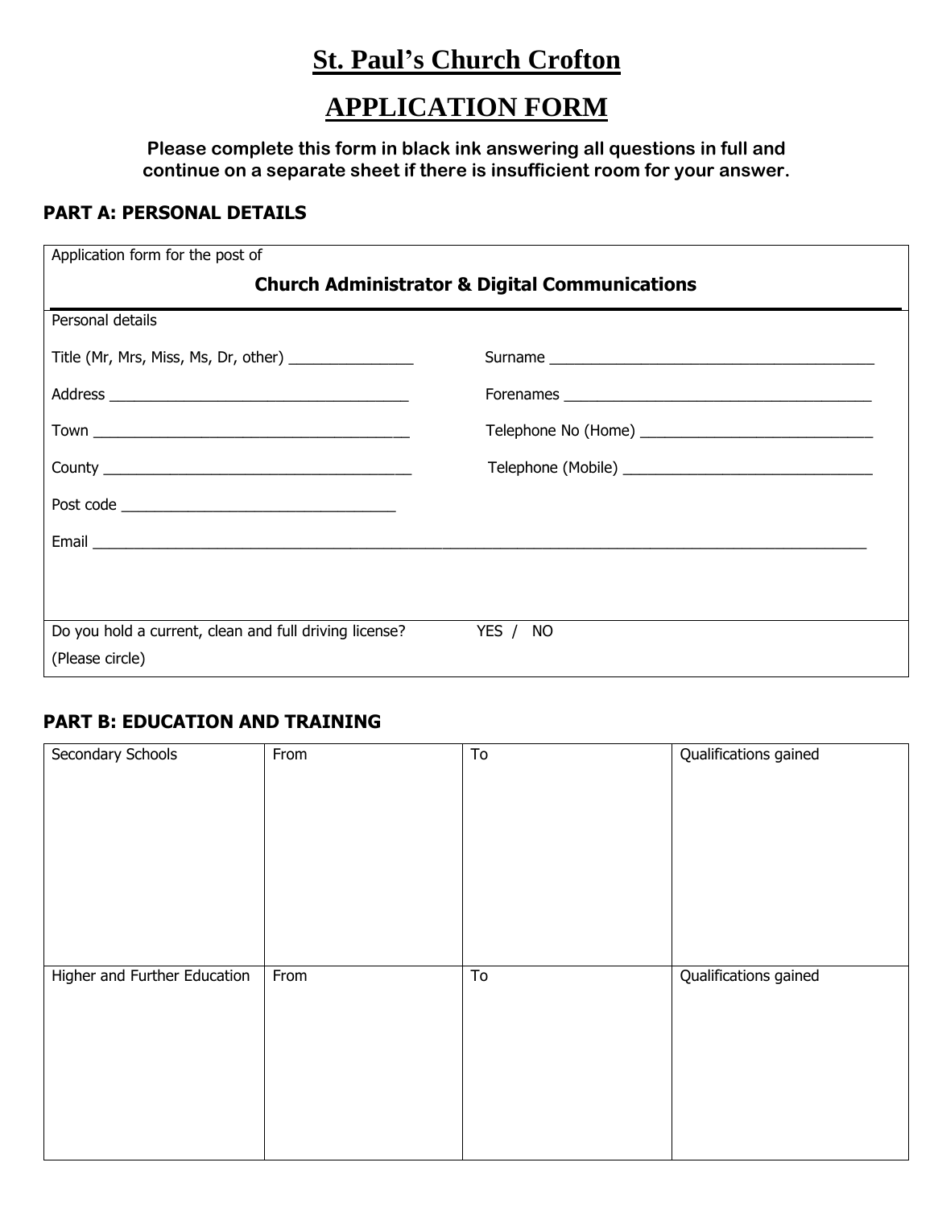# St. Paul's Church Crofton

# APPLICATION FORM

**Please complete this form in black ink answering all questions in full and continue on a separate sheet if there is insufficient room for your answer.**

## PART A: PERSONAL DETAILS

Application form for the post of

**Church Administrator & Digital Communications**

Personal details

Title (Mr, Mrs, Miss, Ms, Dr, other) _______________

Surname _______________________________________

Address ____________________________________

Forenames ____________________________________

Town ______________________________________

Telephone No (Home) ____________________________

County _____________________________________

Telephone (Mobile) ______________________________

Post code _________________________________

Email ___________________________________________________________________________________________

Do you hold a current, clean and full driving license? YES / NO

(Please circle)

## PART B: EDUCATION AND TRAINING

| Secondary Schools | From | To | Qualifications gained |
|---|---|---|---|
| | | | |

| Higher and Further Education | From | To | Qualifications gained |
|---|---|---|---|
| | | | |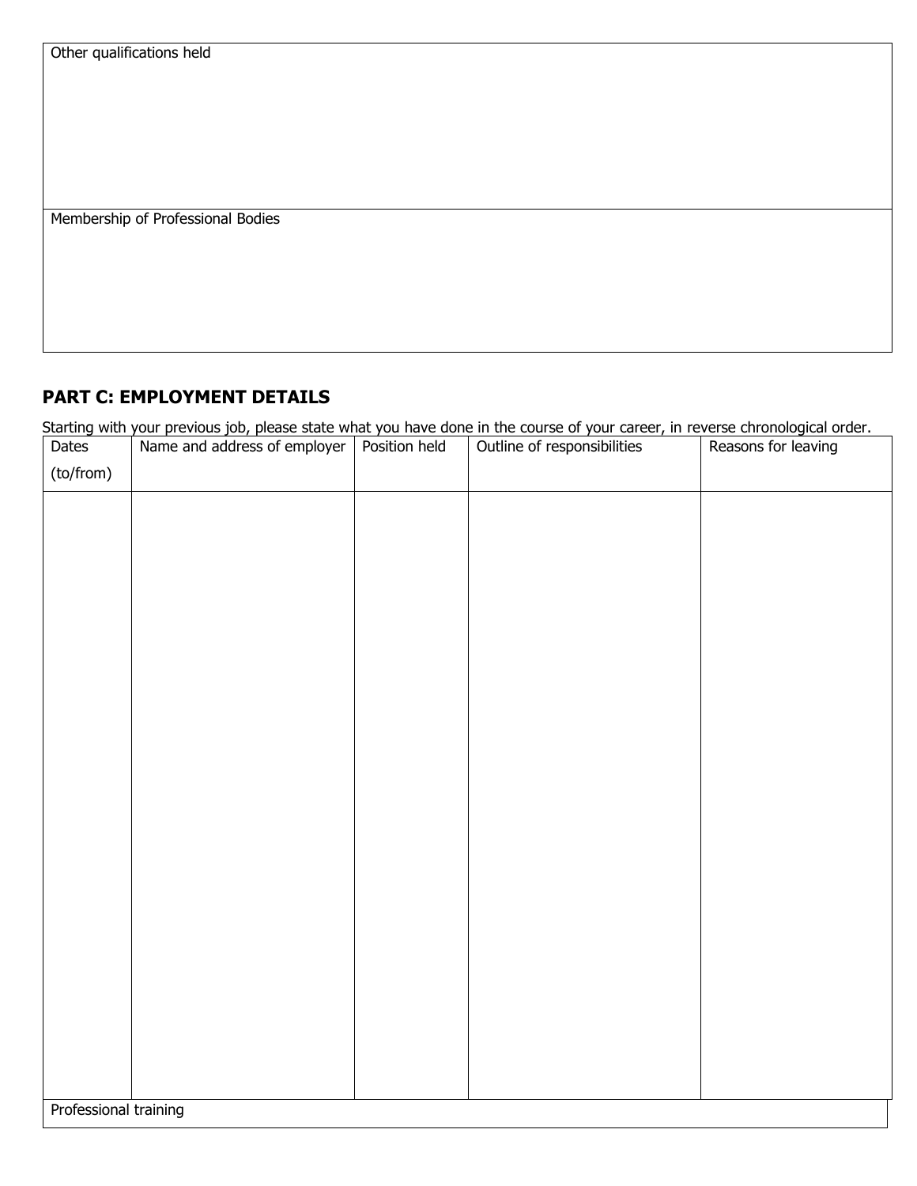| Other qualifications held |
| --- |
| |

| Membership of Professional Bodies |
| --- |
| |

## PART C: EMPLOYMENT DETAILS

Starting with your previous job, please state what you have done in the course of your career, in reverse chronological order.

| Dates (to/from) | Name and address of employer | Position held | Outline of responsibilities | Reasons for leaving |
| --- | --- | --- | --- | --- |
| | | | | |

| Professional training |
| --- |
| |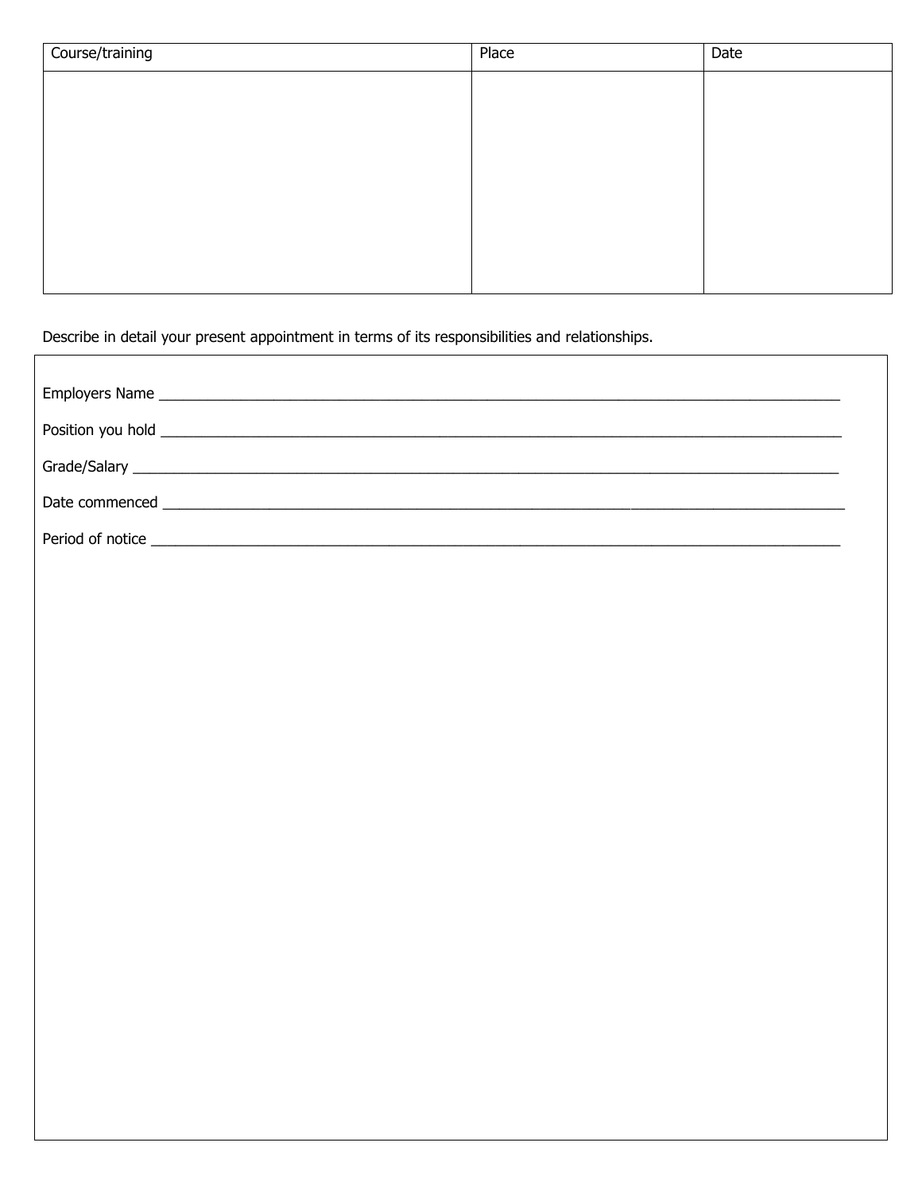| Course/training | Place | Date |
| --- | --- | --- |
| | | |

Describe in detail your present appointment in terms of its responsibilities and relationships.

Employers Name ______________________________________________________________________________

Position you hold ______________________________________________________________________________

Grade/Salary ________________________________________________________________________________

Date commenced ______________________________________________________________________________

Period of notice _______________________________________________________________________________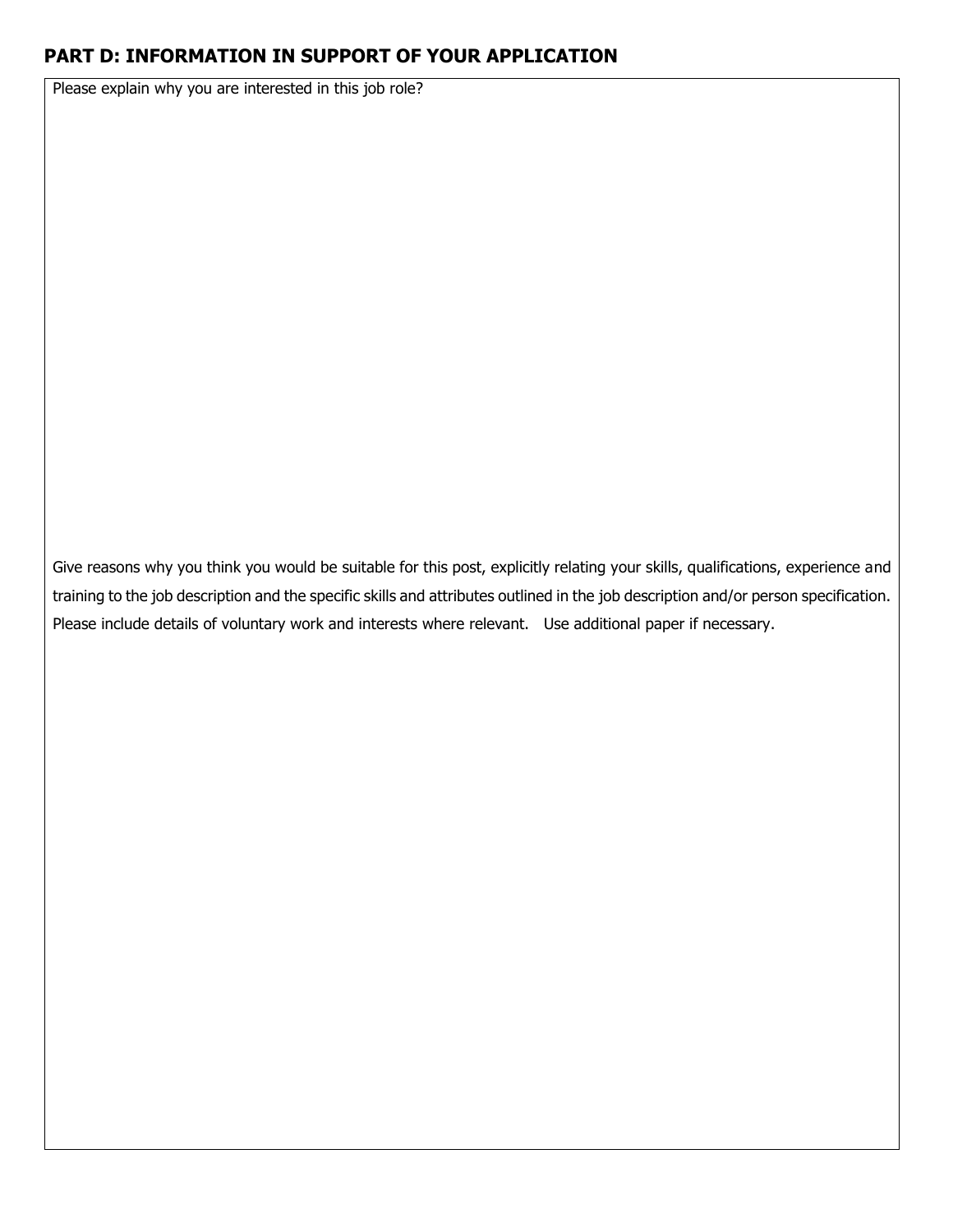## PART D: INFORMATION IN SUPPORT OF YOUR APPLICATION

Please explain why you are interested in this job role?

Give reasons why you think you would be suitable for this post, explicitly relating your skills, qualifications, experience and training to the job description and the specific skills and attributes outlined in the job description and/or person specification. Please include details of voluntary work and interests where relevant. Use additional paper if necessary.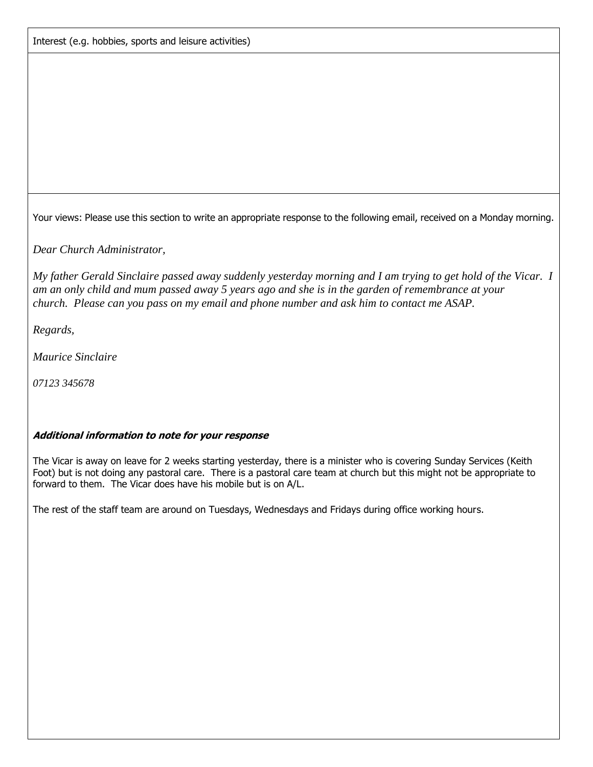Interest (e.g. hobbies, sports and leisure activities)

Your views: Please use this section to write an appropriate response to the following email, received on a Monday morning.

*Dear Church Administrator,*

*My father Gerald Sinclaire passed away suddenly yesterday morning and I am trying to get hold of the Vicar. I am an only child and mum passed away 5 years ago and she is in the garden of remembrance at your church. Please can you pass on my email and phone number and ask him to contact me ASAP.*

*Regards,*

*Maurice Sinclaire*

*07123 345678*

***Additional information to note for your response***

The Vicar is away on leave for 2 weeks starting yesterday, there is a minister who is covering Sunday Services (Keith Foot) but is not doing any pastoral care. There is a pastoral care team at church but this might not be appropriate to forward to them. The Vicar does have his mobile but is on A/L.

The rest of the staff team are around on Tuesdays, Wednesdays and Fridays during office working hours.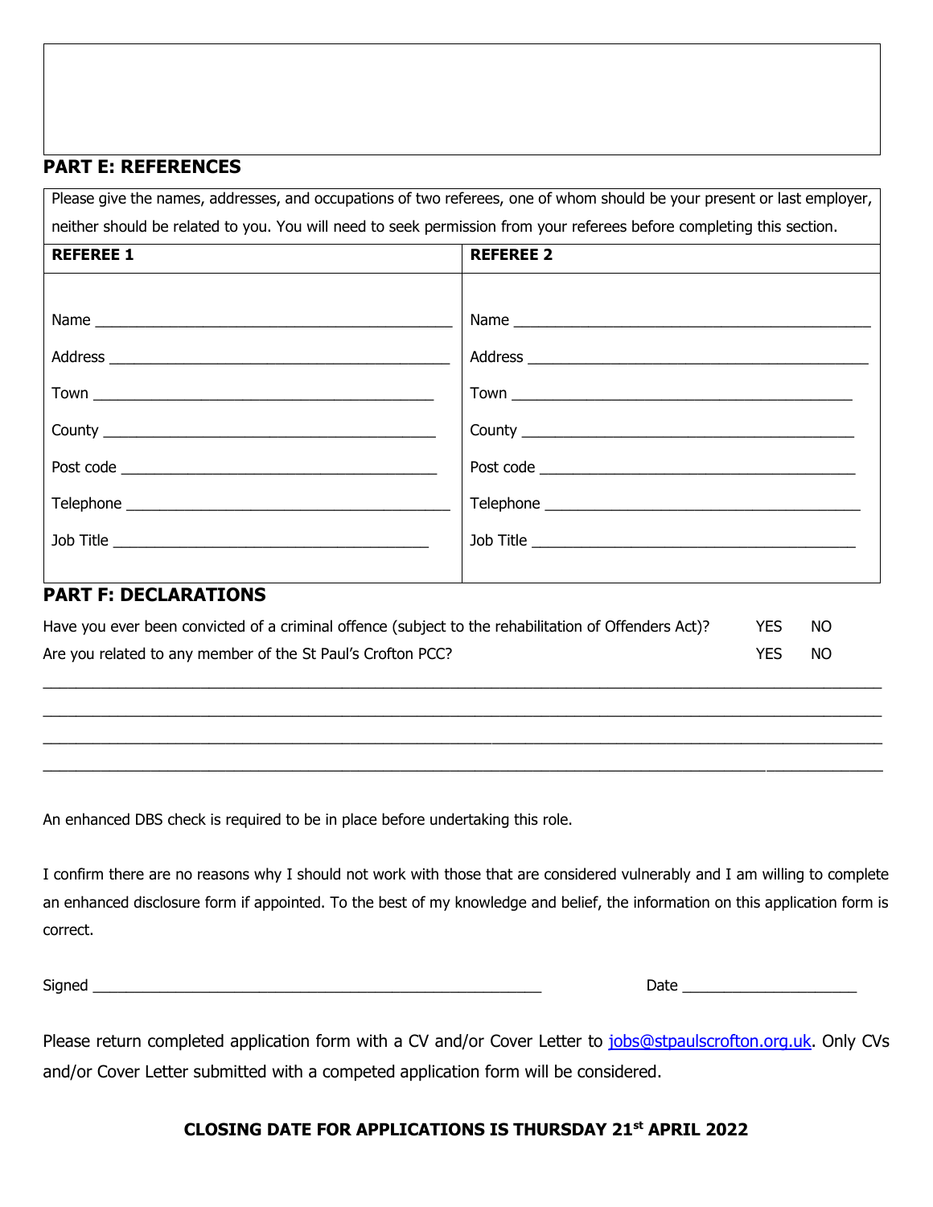## PART E: REFERENCES

Please give the names, addresses, and occupations of two referees, one of whom should be your present or last employer, neither should be related to you. You will need to seek permission from your referees before completing this section.

| REFEREE 1 | REFEREE 2 |
|---|---|
| Name ____________________ | Name ____________________ |
| Address ____________________ | Address ____________________ |
| Town ____________________ | Town ____________________ |
| County ____________________ | County ____________________ |
| Post code ____________________ | Post code ____________________ |
| Telephone ____________________ | Telephone ____________________ |
| Job Title ____________________ | Job Title ____________________ |

## PART F: DECLARATIONS

Have you ever been convicted of a criminal offence (subject to the rehabilitation of Offenders Act)? YES NO

Are you related to any member of the St Paul's Crofton PCC? YES NO

________________________________________________________________________________

________________________________________________________________________________

________________________________________________________________________________

________________________________________________________________________________

An enhanced DBS check is required to be in place before undertaking this role.

I confirm there are no reasons why I should not work with those that are considered vulnerably and I am willing to complete an enhanced disclosure form if appointed. To the best of my knowledge and belief, the information on this application form is correct.

Signed ________________________________________ Date ____________________

Please return completed application form with a CV and/or Cover Letter to jobs@stpaulscrofton.org.uk. Only CVs and/or Cover Letter submitted with a competed application form will be considered.

**CLOSING DATE FOR APPLICATIONS IS THURSDAY 21st APRIL 2022**